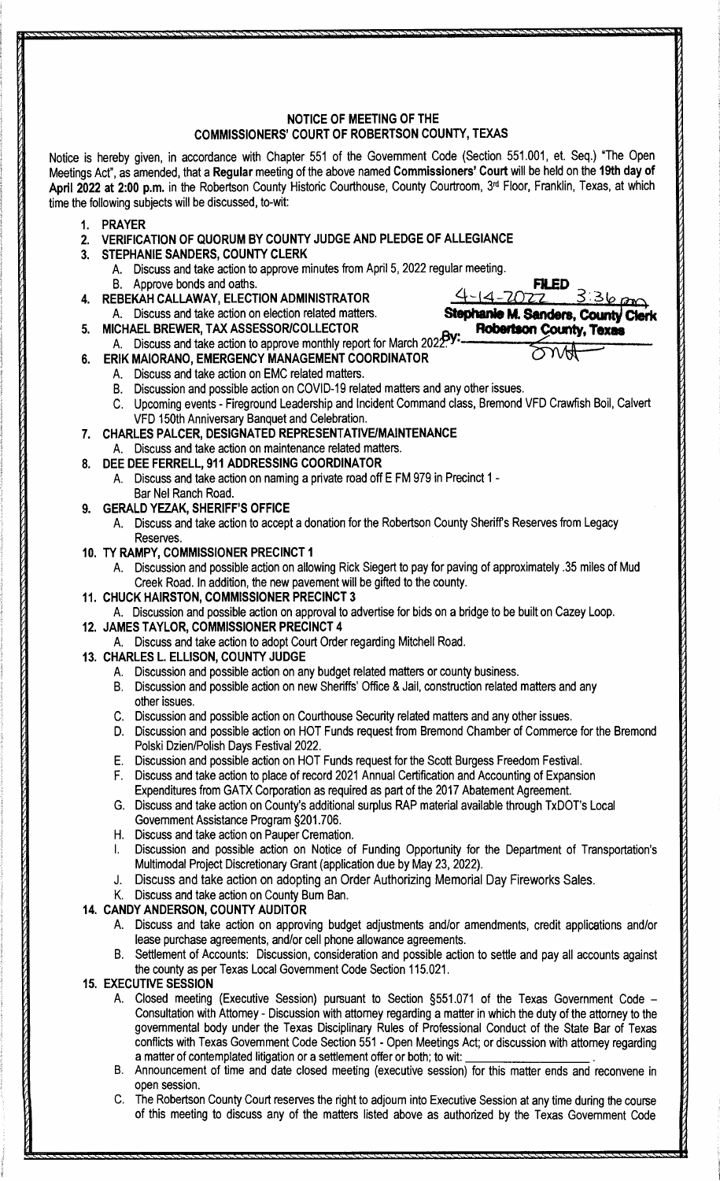## NOTICE OF MEETING OF THE COMMISSIONERS' COURT OF ROBERTSON COUNTY, TEXAS

Notice is hereby given, in accordance with Chapter 551 of the Government Code (Section 551.001, et. Seq.) "The Open Meetings Act", as amended, that a **Regular** meeting of the above named **Commissioners' Court** will be held on the **19th day of April 2022 at 2:00 p.m.** in the Robertson County Historic Courthouse, County Courtroom, 3rd Floor, Franklin, Texas, at which time the following subjects will be discussed, to-wit:

**FILED**
4-14-2022 3:36 pm
**Stephanie M. Sanders, County Clerk**
**Robertson County, Texas**
**By:** SMA

1. **PRAYER**
2. **VERIFICATION OF QUORUM BY COUNTY JUDGE AND PLEDGE OF ALLEGIANCE**
3. **STEPHANIE SANDERS, COUNTY CLERK**
   A. Discuss and take action to approve minutes from April 5, 2022 regular meeting.
   B. Approve bonds and oaths.
4. **REBEKAH CALLAWAY, ELECTION ADMINISTRATOR**
   A. Discuss and take action on election related matters.
5. **MICHAEL BREWER, TAX ASSESSOR/COLLECTOR**
   A. Discuss and take action to approve monthly report for March 2022.
6. **ERIK MAIORANO, EMERGENCY MANAGEMENT COORDINATOR**
   A. Discuss and take action on EMC related matters.
   B. Discussion and possible action on COVID-19 related matters and any other issues.
   C. Upcoming events - Fireground Leadership and Incident Command class, Bremond VFD Crawfish Boil, Calvert VFD 150th Anniversary Banquet and Celebration.
7. **CHARLES PALCER, DESIGNATED REPRESENTATIVE/MAINTENANCE**
   A. Discuss and take action on maintenance related matters.
8. **DEE DEE FERRELL, 911 ADDRESSING COORDINATOR**
   A. Discuss and take action on naming a private road off E FM 979 in Precinct 1 - Bar Nel Ranch Road.
9. **GERALD YEZAK, SHERIFF'S OFFICE**
   A. Discuss and take action to accept a donation for the Robertson County Sheriff's Reserves from Legacy Reserves.
10. **TY RAMPY, COMMISSIONER PRECINCT 1**
    A. Discussion and possible action on allowing Rick Siegert to pay for paving of approximately .35 miles of Mud Creek Road. In addition, the new pavement will be gifted to the county.
11. **CHUCK HAIRSTON, COMMISSIONER PRECINCT 3**
    A. Discussion and possible action on approval to advertise for bids on a bridge to be built on Cazey Loop.
12. **JAMES TAYLOR, COMMISSIONER PRECINCT 4**
    A. Discuss and take action to adopt Court Order regarding Mitchell Road.
13. **CHARLES L. ELLISON, COUNTY JUDGE**
    A. Discussion and possible action on any budget related matters or county business.
    B. Discussion and possible action on new Sheriffs' Office & Jail, construction related matters and any other issues.
    C. Discussion and possible action on Courthouse Security related matters and any other issues.
    D. Discussion and possible action on HOT Funds request from Bremond Chamber of Commerce for the Bremond Polski Dzien/Polish Days Festival 2022.
    E. Discussion and possible action on HOT Funds request for the Scott Burgess Freedom Festival.
    F. Discuss and take action to place of record 2021 Annual Certification and Accounting of Expansion Expenditures from GATX Corporation as required as part of the 2017 Abatement Agreement.
    G. Discuss and take action on County's additional surplus RAP material available through TxDOT's Local Government Assistance Program §201.706.
    H. Discuss and take action on Pauper Cremation.
    I. Discussion and possible action on Notice of Funding Opportunity for the Department of Transportation's Multimodal Project Discretionary Grant (application due by May 23, 2022).
    J. Discuss and take action on adopting an Order Authorizing Memorial Day Fireworks Sales.
    K. Discuss and take action on County Burn Ban.
14. **CANDY ANDERSON, COUNTY AUDITOR**
    A. Discuss and take action on approving budget adjustments and/or amendments, credit applications and/or lease purchase agreements, and/or cell phone allowance agreements.
    B. Settlement of Accounts: Discussion, consideration and possible action to settle and pay all accounts against the county as per Texas Local Government Code Section 115.021.
15. **EXECUTIVE SESSION**
    A. Closed meeting (Executive Session) pursuant to Section §551.071 of the Texas Government Code – Consultation with Attorney - Discussion with attorney regarding a matter in which the duty of the attorney to the governmental body under the Texas Disciplinary Rules of Professional Conduct of the State Bar of Texas conflicts with Texas Government Code Section 551 - Open Meetings Act; or discussion with attorney regarding a matter of contemplated litigation or a settlement offer or both; to wit: \_\_\_\_\_\_\_\_\_\_\_\_\_\_\_\_ .
    B. Announcement of time and date closed meeting (executive session) for this matter ends and reconvene in open session.
    C. The Robertson County Court reserves the right to adjourn into Executive Session at any time during the course of this meeting to discuss any of the matters listed above as authorized by the Texas Government Code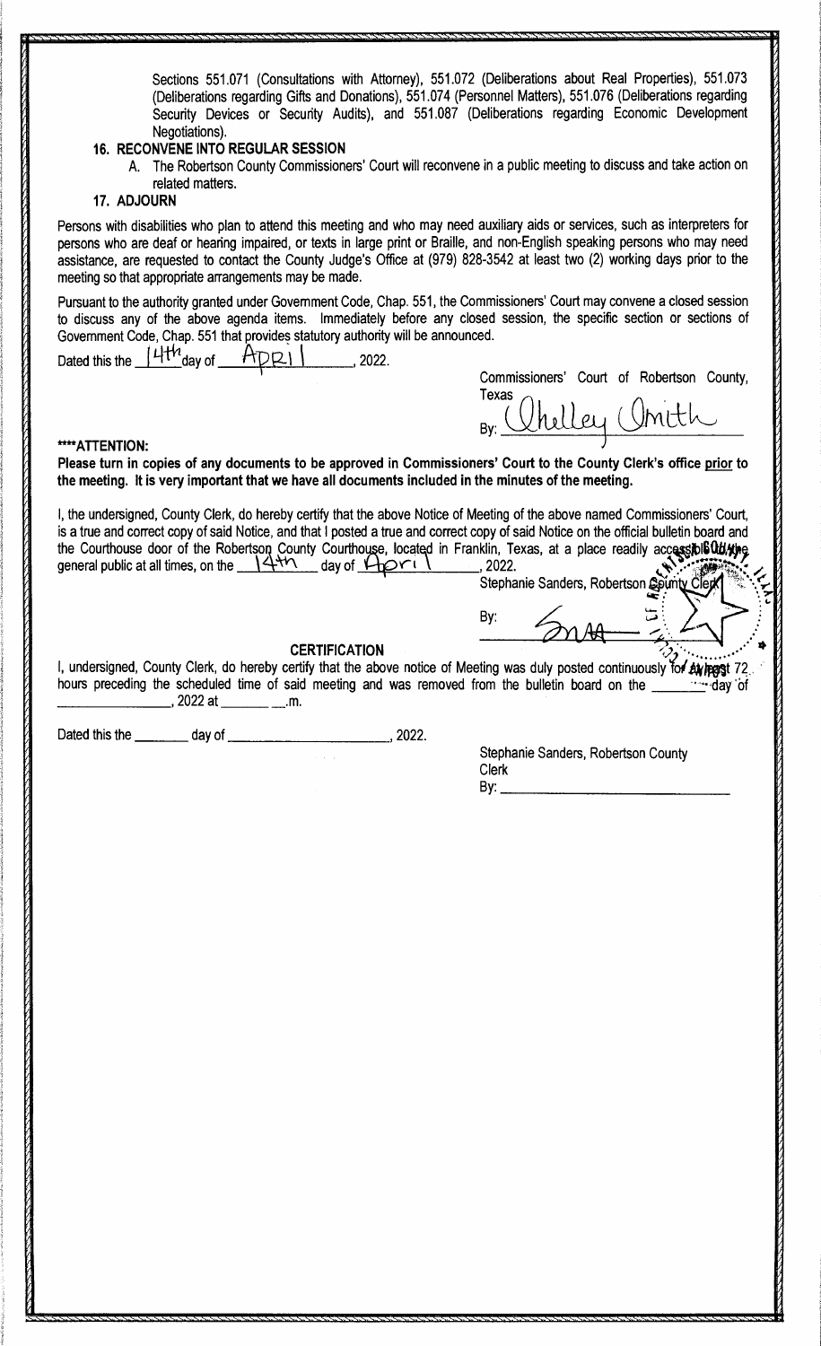Sections 551.071 (Consultations with Attorney), 551.072 (Deliberations about Real Properties), 551.073 (Deliberations regarding Gifts and Donations), 551.074 (Personnel Matters), 551.076 (Deliberations regarding Security Devices or Security Audits), and 551.087 (Deliberations regarding Economic Development Negotiations).

**16. RECONVENE INTO REGULAR SESSION**

A. The Robertson County Commissioners' Court will reconvene in a public meeting to discuss and take action on related matters.

**17. ADJOURN**

Persons with disabilities who plan to attend this meeting and who may need auxiliary aids or services, such as interpreters for persons who are deaf or hearing impaired, or texts in large print or Braille, and non-English speaking persons who may need assistance, are requested to contact the County Judge's Office at (979) 828-3542 at least two (2) working days prior to the meeting so that appropriate arrangements may be made.

Pursuant to the authority granted under Government Code, Chap. 551, the Commissioners' Court may convene a closed session to discuss any of the above agenda items. Immediately before any closed session, the specific section or sections of Government Code, Chap. 551 that provides statutory authority will be announced.

Dated this the 14th day of April, 2022.

Commissioners' Court of Robertson County, Texas

By: Shelley Smith

**\*\*\*\*ATTENTION:**

**Please turn in copies of any documents to be approved in Commissioners' Court to the County Clerk's office prior to the meeting. It is very important that we have all documents included in the minutes of the meeting.**

I, the undersigned, County Clerk, do hereby certify that the above Notice of Meeting of the above named Commissioners' Court, is a true and correct copy of said Notice, and that I posted a true and correct copy of said Notice on the official bulletin board and the Courthouse door of the Robertson County Courthouse, located in Franklin, Texas, at a place readily accessible to the general public at all times, on the 14th day of April, 2022.

Stephanie Sanders, Robertson County Clerk

By: [signature]

**CERTIFICATION**

I, undersigned, County Clerk, do hereby certify that the above notice of Meeting was duly posted continuously for at least 72 hours preceding the scheduled time of said meeting and was removed from the bulletin board on the \_\_\_\_\_\_ day of \_\_\_\_\_\_\_\_\_\_\_\_, 2022 at \_\_\_\_\_\_ \_\_.m.

Dated this the \_\_\_\_\_\_ day of \_\_\_\_\_\_\_\_\_\_\_\_\_\_\_\_, 2022.

Stephanie Sanders, Robertson County Clerk

By: \_\_\_\_\_\_\_\_\_\_\_\_\_\_\_\_\_\_\_\_